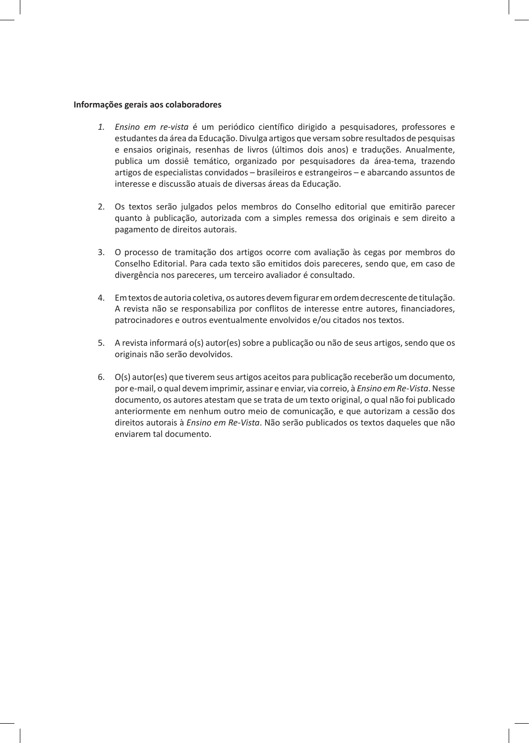**Informações gerais aos colaboradores**

1. *Ensino em re-vista* é um periódico científico dirigido a pesquisadores, professores e estudantes da área da Educação. Divulga artigos que versam sobre resultados de pesquisas e ensaios originais, resenhas de livros (últimos dois anos) e traduções. Anualmente, publica um dossiê temático, organizado por pesquisadores da área-tema, trazendo artigos de especialistas convidados – brasileiros e estrangeiros – e abarcando assuntos de interesse e discussão atuais de diversas áreas da Educação.

2. Os textos serão julgados pelos membros do Conselho editorial que emitirão parecer quanto à publicação, autorizada com a simples remessa dos originais e sem direito a pagamento de direitos autorais.

3. O processo de tramitação dos artigos ocorre com avaliação às cegas por membros do Conselho Editorial. Para cada texto são emitidos dois pareceres, sendo que, em caso de divergência nos pareceres, um terceiro avaliador é consultado.

4. Em textos de autoria coletiva, os autores devem figurar em ordem decrescente de titulação. A revista não se responsabiliza por conflitos de interesse entre autores, financiadores, patrocinadores e outros eventualmente envolvidos e/ou citados nos textos.

5. A revista informará o(s) autor(es) sobre a publicação ou não de seus artigos, sendo que os originais não serão devolvidos.

6. O(s) autor(es) que tiverem seus artigos aceitos para publicação receberão um documento, por e-mail, o qual devem imprimir, assinar e enviar, via correio, à *Ensino em Re-Vista*. Nesse documento, os autores atestam que se trata de um texto original, o qual não foi publicado anteriormente em nenhum outro meio de comunicação, e que autorizam a cessão dos direitos autorais à *Ensino em Re-Vista*. Não serão publicados os textos daqueles que não enviarem tal documento.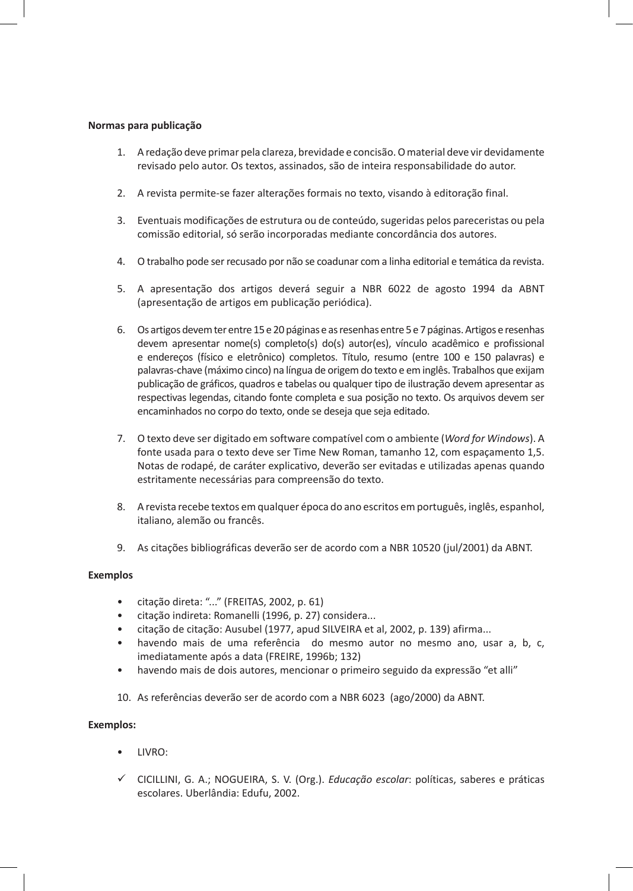**Normas para publicação**

1. A redação deve primar pela clareza, brevidade e concisão. O material deve vir devidamente revisado pelo autor. Os textos, assinados, são de inteira responsabilidade do autor.

2. A revista permite-se fazer alterações formais no texto, visando à editoração final.

3. Eventuais modificações de estrutura ou de conteúdo, sugeridas pelos pareceristas ou pela comissão editorial, só serão incorporadas mediante concordância dos autores.

4. O trabalho pode ser recusado por não se coadunar com a linha editorial e temática da revista.

5. A apresentação dos artigos deverá seguir a NBR 6022 de agosto 1994 da ABNT (apresentação de artigos em publicação periódica).

6. Os artigos devem ter entre 15 e 20 páginas e as resenhas entre 5 e 7 páginas. Artigos e resenhas devem apresentar nome(s) completo(s) do(s) autor(es), vínculo acadêmico e profissional e endereços (físico e eletrônico) completos. Título, resumo (entre 100 e 150 palavras) e palavras-chave (máximo cinco) na língua de origem do texto e em inglês. Trabalhos que exijam publicação de gráficos, quadros e tabelas ou qualquer tipo de ilustração devem apresentar as respectivas legendas, citando fonte completa e sua posição no texto. Os arquivos devem ser encaminhados no corpo do texto, onde se deseja que seja editado.

7. O texto deve ser digitado em software compatível com o ambiente (*Word for Windows*). A fonte usada para o texto deve ser Time New Roman, tamanho 12, com espaçamento 1,5. Notas de rodapé, de caráter explicativo, deverão ser evitadas e utilizadas apenas quando estritamente necessárias para compreensão do texto.

8. A revista recebe textos em qualquer época do ano escritos em português, inglês, espanhol, italiano, alemão ou francês.

9. As citações bibliográficas deverão ser de acordo com a NBR 10520 (jul/2001) da ABNT.

**Exemplos**

- citação direta: "..." (FREITAS, 2002, p. 61)
- citação indireta: Romanelli (1996, p. 27) considera...
- citação de citação: Ausubel (1977, apud SILVEIRA et al, 2002, p. 139) afirma...
- havendo mais de uma referência do mesmo autor no mesmo ano, usar a, b, c, imediatamente após a data (FREIRE, 1996b; 132)
- havendo mais de dois autores, mencionar o primeiro seguido da expressão "et alli"

10. As referências deverão ser de acordo com a NBR 6023 (ago/2000) da ABNT.

**Exemplos:**

- LIVRO:

✓ CICILLINI, G. A.; NOGUEIRA, S. V. (Org.). *Educação escolar*: políticas, saberes e práticas escolares. Uberlândia: Edufu, 2002.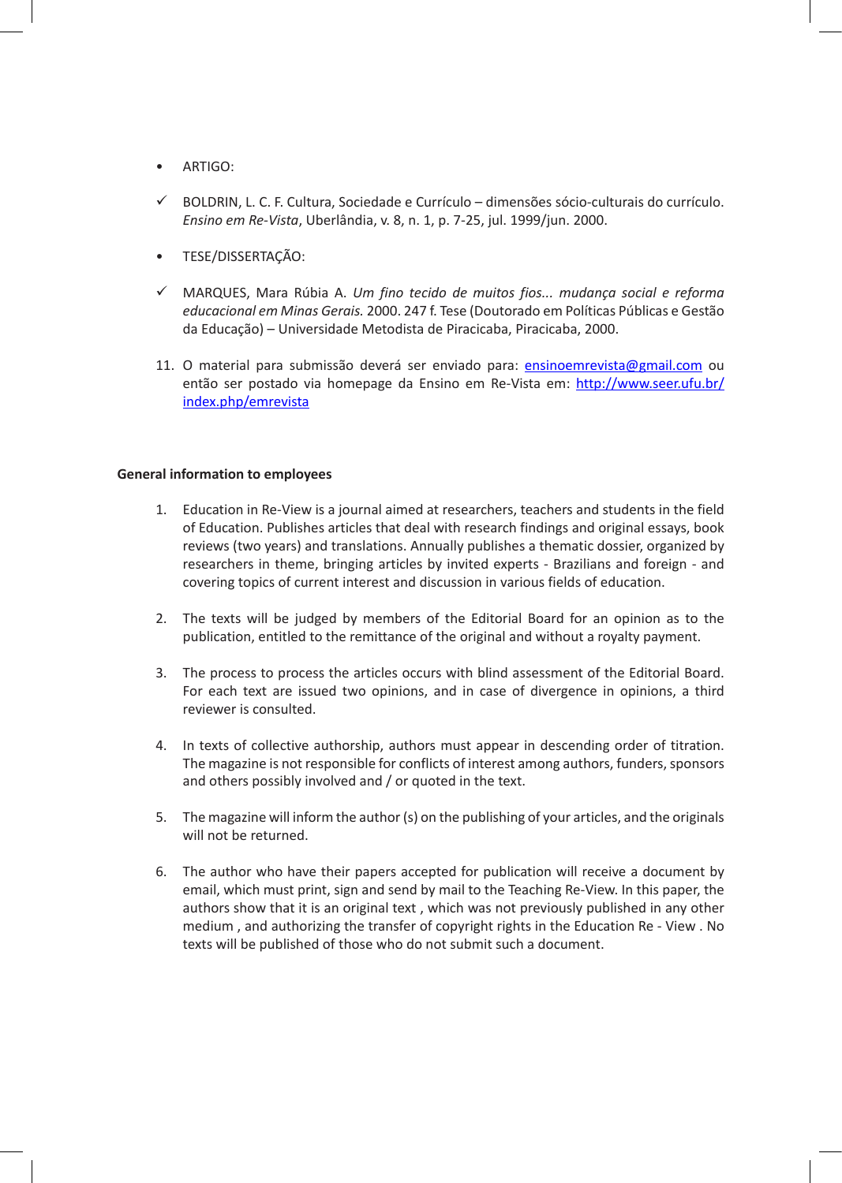- ARTIGO:

✓ BOLDRIN, L. C. F. Cultura, Sociedade e Currículo – dimensões sócio-culturais do currículo. *Ensino em Re-Vista*, Uberlândia, v. 8, n. 1, p. 7-25, jul. 1999/jun. 2000.

- TESE/DISSERTAÇÃO:

✓ MARQUES, Mara Rúbia A. *Um fino tecido de muitos fios... mudança social e reforma educacional em Minas Gerais.* 2000. 247 f. Tese (Doutorado em Políticas Públicas e Gestão da Educação) – Universidade Metodista de Piracicaba, Piracicaba, 2000.

11. O material para submissão deverá ser enviado para: ensinoemrevista@gmail.com ou então ser postado via homepage da Ensino em Re-Vista em: http://www.seer.ufu.br/index.php/emrevista

**General information to employees**

1. Education in Re-View is a journal aimed at researchers, teachers and students in the field of Education. Publishes articles that deal with research findings and original essays, book reviews (two years) and translations. Annually publishes a thematic dossier, organized by researchers in theme, bringing articles by invited experts - Brazilians and foreign - and covering topics of current interest and discussion in various fields of education.

2. The texts will be judged by members of the Editorial Board for an opinion as to the publication, entitled to the remittance of the original and without a royalty payment.

3. The process to process the articles occurs with blind assessment of the Editorial Board. For each text are issued two opinions, and in case of divergence in opinions, a third reviewer is consulted.

4. In texts of collective authorship, authors must appear in descending order of titration. The magazine is not responsible for conflicts of interest among authors, funders, sponsors and others possibly involved and / or quoted in the text.

5. The magazine will inform the author (s) on the publishing of your articles, and the originals will not be returned.

6. The author who have their papers accepted for publication will receive a document by email, which must print, sign and send by mail to the Teaching Re-View. In this paper, the authors show that it is an original text , which was not previously published in any other medium , and authorizing the transfer of copyright rights in the Education Re - View . No texts will be published of those who do not submit such a document.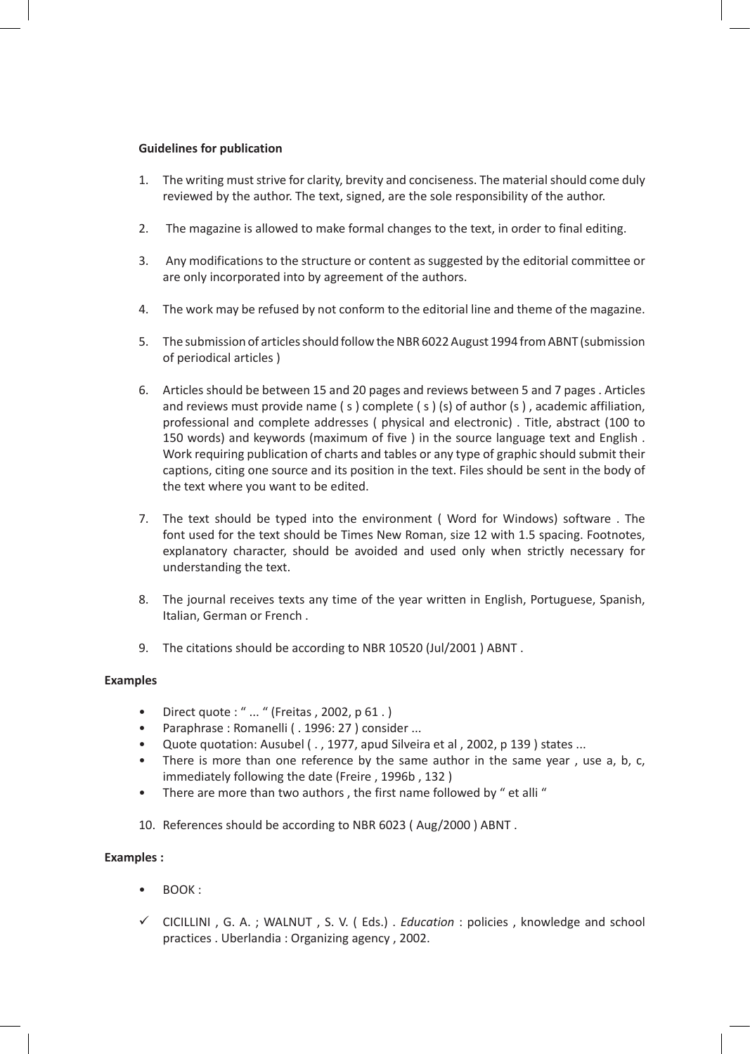**Guidelines for publication**

1. The writing must strive for clarity, brevity and conciseness. The material should come duly reviewed by the author. The text, signed, are the sole responsibility of the author.

2. The magazine is allowed to make formal changes to the text, in order to final editing.

3. Any modifications to the structure or content as suggested by the editorial committee or are only incorporated into by agreement of the authors.

4. The work may be refused by not conform to the editorial line and theme of the magazine.

5. The submission of articles should follow the NBR 6022 August 1994 from ABNT (submission of periodical articles )

6. Articles should be between 15 and 20 pages and reviews between 5 and 7 pages . Articles and reviews must provide name ( s ) complete ( s ) (s) of author (s ) , academic affiliation, professional and complete addresses ( physical and electronic) . Title, abstract (100 to 150 words) and keywords (maximum of five ) in the source language text and English . Work requiring publication of charts and tables or any type of graphic should submit their captions, citing one source and its position in the text. Files should be sent in the body of the text where you want to be edited.

7. The text should be typed into the environment ( Word for Windows) software . The font used for the text should be Times New Roman, size 12 with 1.5 spacing. Footnotes, explanatory character, should be avoided and used only when strictly necessary for understanding the text.

8. The journal receives texts any time of the year written in English, Portuguese, Spanish, Italian, German or French .

9. The citations should be according to NBR 10520 (Jul/2001 ) ABNT .

**Examples**

- Direct quote : " ... " (Freitas , 2002, p 61 . )
- Paraphrase : Romanelli ( . 1996: 27 ) consider ...
- Quote quotation: Ausubel ( . , 1977, apud Silveira et al , 2002, p 139 ) states ...
- There is more than one reference by the same author in the same year , use a, b, c, immediately following the date (Freire , 1996b , 132 )
- There are more than two authors , the first name followed by " et alli "

10. References should be according to NBR 6023 ( Aug/2000 ) ABNT .

**Examples :**

- BOOK :

✓ CICILLINI , G. A. ; WALNUT , S. V. ( Eds.) . *Education* : policies , knowledge and school practices . Uberlandia : Organizing agency , 2002.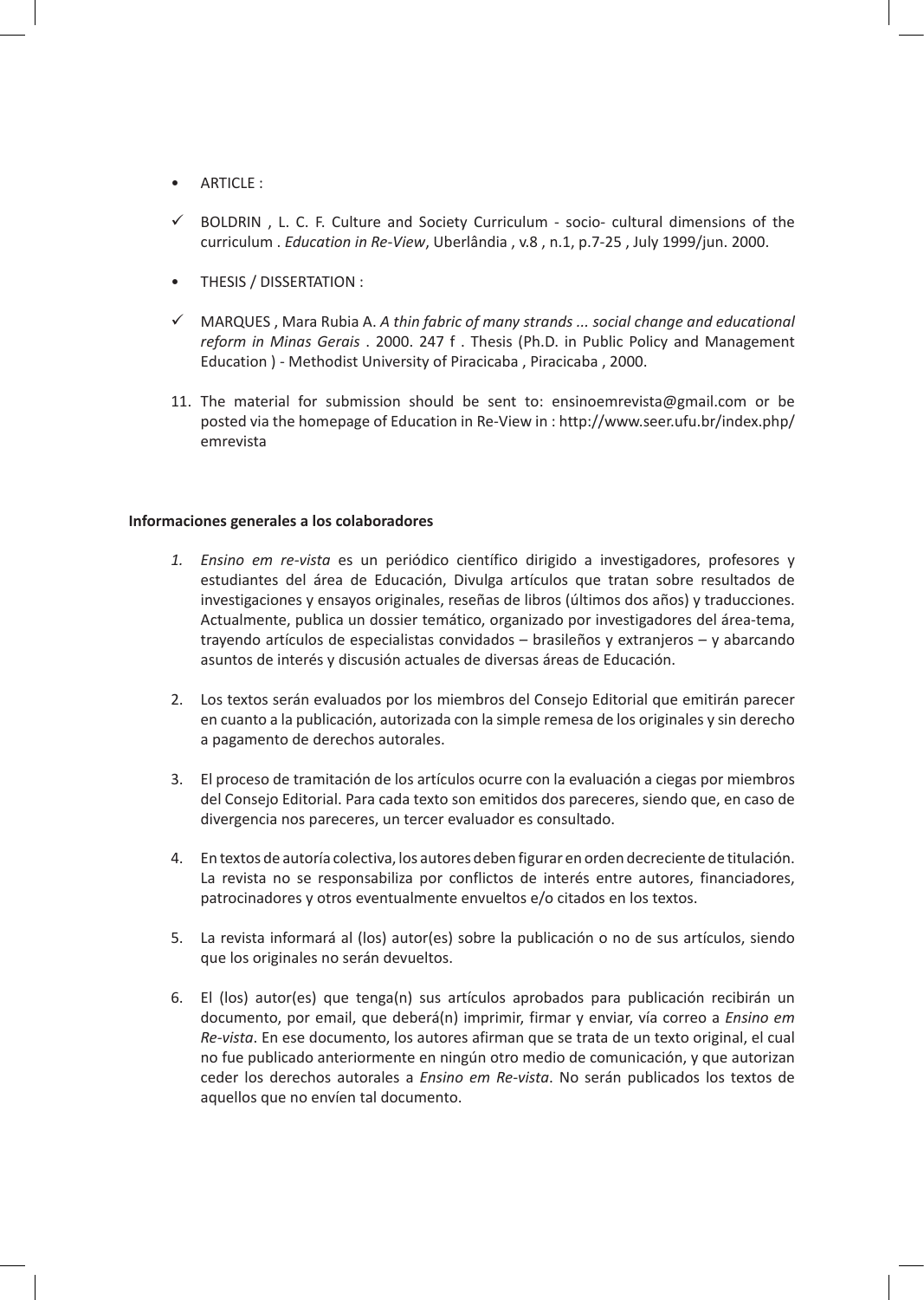- ARTICLE :

- ✓ BOLDRIN , L. C. F. Culture and Society Curriculum - socio- cultural dimensions of the curriculum . *Education in Re-View*, Uberlândia , v.8 , n.1, p.7-25 , July 1999/jun. 2000.

- THESIS / DISSERTATION :

- ✓ MARQUES , Mara Rubia A. *A thin fabric of many strands ... social change and educational reform in Minas Gerais* . 2000. 247 f . Thesis (Ph.D. in Public Policy and Management Education ) - Methodist University of Piracicaba , Piracicaba , 2000.

11. The material for submission should be sent to: ensinoemrevista@gmail.com or be posted via the homepage of Education in Re-View in : http://www.seer.ufu.br/index.php/emrevista

**Informaciones generales a los colaboradores**

1. *Ensino em re-vista* es un periódico científico dirigido a investigadores, profesores y estudiantes del área de Educación, Divulga artículos que tratan sobre resultados de investigaciones y ensayos originales, reseñas de libros (últimos dos años) y traducciones. Actualmente, publica un dossier temático, organizado por investigadores del área-tema, trayendo artículos de especialistas convidados – brasileños y extranjeros – y abarcando asuntos de interés y discusión actuales de diversas áreas de Educación.

2. Los textos serán evaluados por los miembros del Consejo Editorial que emitirán parecer en cuanto a la publicación, autorizada con la simple remesa de los originales y sin derecho a pagamento de derechos autorales.

3. El proceso de tramitación de los artículos ocurre con la evaluación a ciegas por miembros del Consejo Editorial. Para cada texto son emitidos dos pareceres, siendo que, en caso de divergencia nos pareceres, un tercer evaluador es consultado.

4. En textos de autoría colectiva, los autores deben figurar en orden decreciente de titulación. La revista no se responsabiliza por conflictos de interés entre autores, financiadores, patrocinadores y otros eventualmente envueltos e/o citados en los textos.

5. La revista informará al (los) autor(es) sobre la publicación o no de sus artículos, siendo que los originales no serán devueltos.

6. El (los) autor(es) que tenga(n) sus artículos aprobados para publicación recibirán un documento, por email, que deberá(n) imprimir, firmar y enviar, vía correo a *Ensino em Re-vista*. En ese documento, los autores afirman que se trata de un texto original, el cual no fue publicado anteriormente en ningún otro medio de comunicación, y que autorizan ceder los derechos autorales a *Ensino em Re-vista*. No serán publicados los textos de aquellos que no envíen tal documento.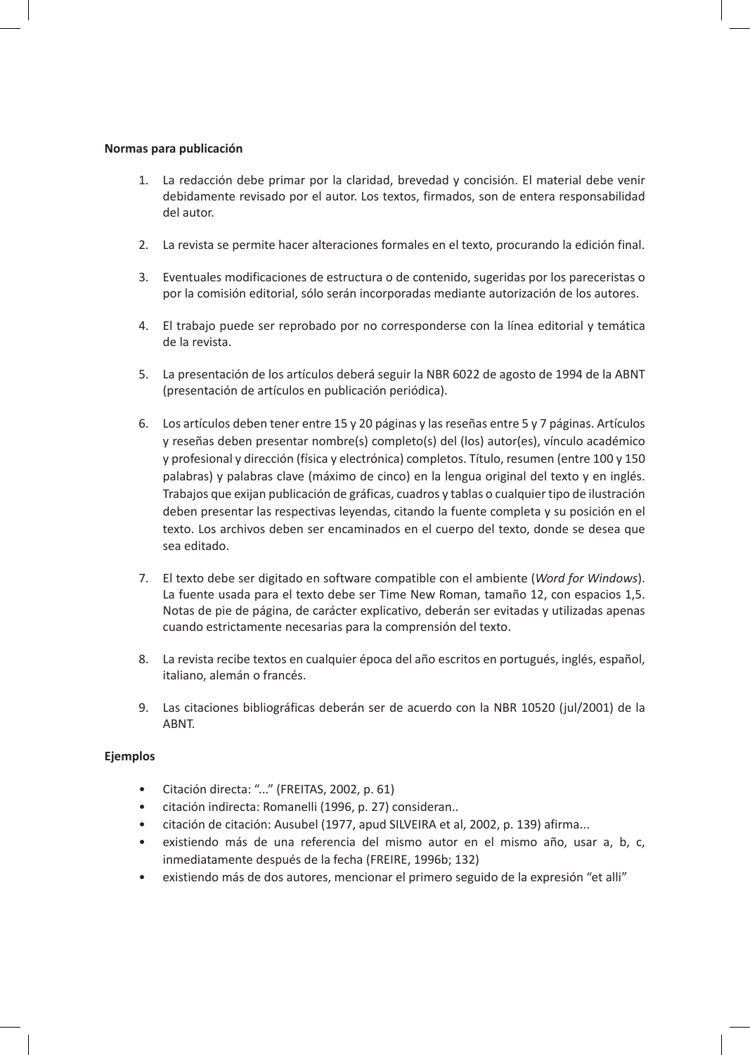**Normas para publicación**

1. La redacción debe primar por la claridad, brevedad y concisión. El material debe venir debidamente revisado por el autor. Los textos, firmados, son de entera responsabilidad del autor.

2. La revista se permite hacer alteraciones formales en el texto, procurando la edición final.

3. Eventuales modificaciones de estructura o de contenido, sugeridas por los pareceristas o por la comisión editorial, sólo serán incorporadas mediante autorización de los autores.

4. El trabajo puede ser reprobado por no corresponderse con la línea editorial y temática de la revista.

5. La presentación de los artículos deberá seguir la NBR 6022 de agosto de 1994 de la ABNT (presentación de artículos en publicación periódica).

6. Los artículos deben tener entre 15 y 20 páginas y las reseñas entre 5 y 7 páginas. Artículos y reseñas deben presentar nombre(s) completo(s) del (los) autor(es), vínculo académico y profesional y dirección (física y electrónica) completos. Título, resumen (entre 100 y 150 palabras) y palabras clave (máximo de cinco) en la lengua original del texto y en inglés. Trabajos que exijan publicación de gráficas, cuadros y tablas o cualquier tipo de ilustración deben presentar las respectivas leyendas, citando la fuente completa y su posición en el texto. Los archivos deben ser encaminados en el cuerpo del texto, donde se desea que sea editado.

7. El texto debe ser digitado en software compatible con el ambiente (*Word for Windows*). La fuente usada para el texto debe ser Time New Roman, tamaño 12, con espacios 1,5. Notas de pie de página, de carácter explicativo, deberán ser evitadas y utilizadas apenas cuando estrictamente necesarias para la comprensión del texto.

8. La revista recibe textos en cualquier época del año escritos en portugués, inglés, español, italiano, alemán o francés.

9. Las citaciones bibliográficas deberán ser de acuerdo con la NBR 10520 (jul/2001) de la ABNT.

**Ejemplos**

- Citación directa: "..." (FREITAS, 2002, p. 61)
- citación indirecta: Romanelli (1996, p. 27) consideran..
- citación de citación: Ausubel (1977, apud SILVEIRA et al, 2002, p. 139) afirma...
- existiendo más de una referencia del mismo autor en el mismo año, usar a, b, c, inmediatamente después de la fecha (FREIRE, 1996b; 132)
- existiendo más de dos autores, mencionar el primero seguido de la expresión "et alli"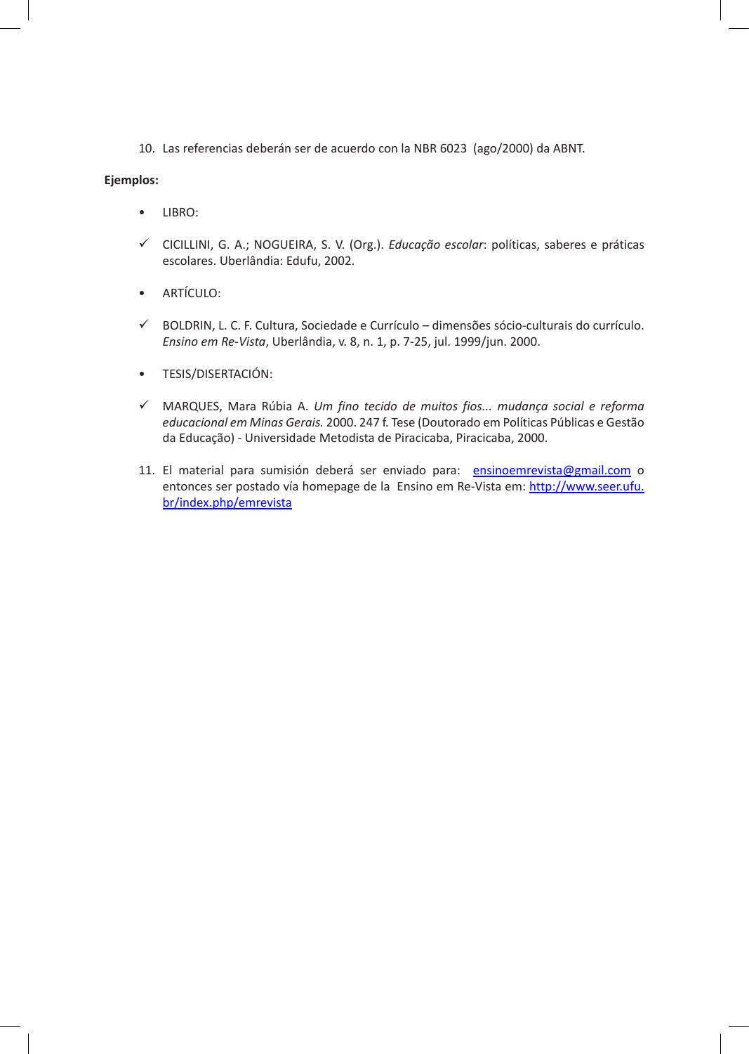10. Las referencias deberán ser de acuerdo con la NBR 6023 (ago/2000) da ABNT.

**Ejemplos:**

- LIBRO:

✓ CICILLINI, G. A.; NOGUEIRA, S. V. (Org.). *Educação escolar*: políticas, saberes e práticas escolares. Uberlândia: Edufu, 2002.

- ARTÍCULO:

✓ BOLDRIN, L. C. F. Cultura, Sociedade e Currículo – dimensões sócio-culturais do currículo. *Ensino em Re-Vista*, Uberlândia, v. 8, n. 1, p. 7-25, jul. 1999/jun. 2000.

- TESIS/DISERTACIÓN:

✓ MARQUES, Mara Rúbia A. *Um fino tecido de muitos fios... mudança social e reforma educacional em Minas Gerais.* 2000. 247 f. Tese (Doutorado em Políticas Públicas e Gestão da Educação) - Universidade Metodista de Piracicaba, Piracicaba, 2000.

11. El material para sumisión deberá ser enviado para: ensinoemrevista@gmail.com o entonces ser postado vía homepage de la Ensino em Re-Vista em: http://www.seer.ufu.br/index.php/emrevista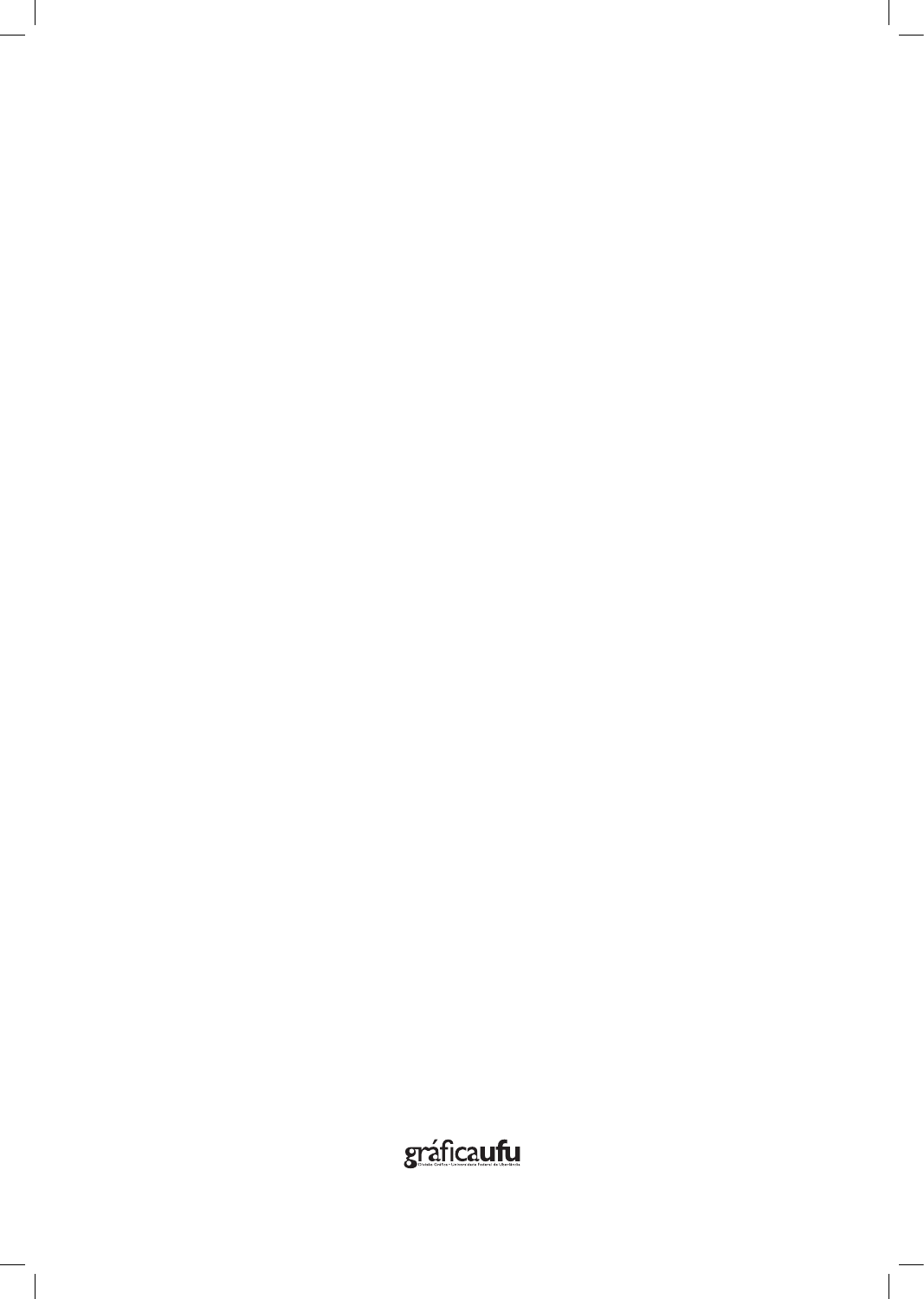gráficaufu

Divisão Gráfica - Universidade Federal de Uberlândia